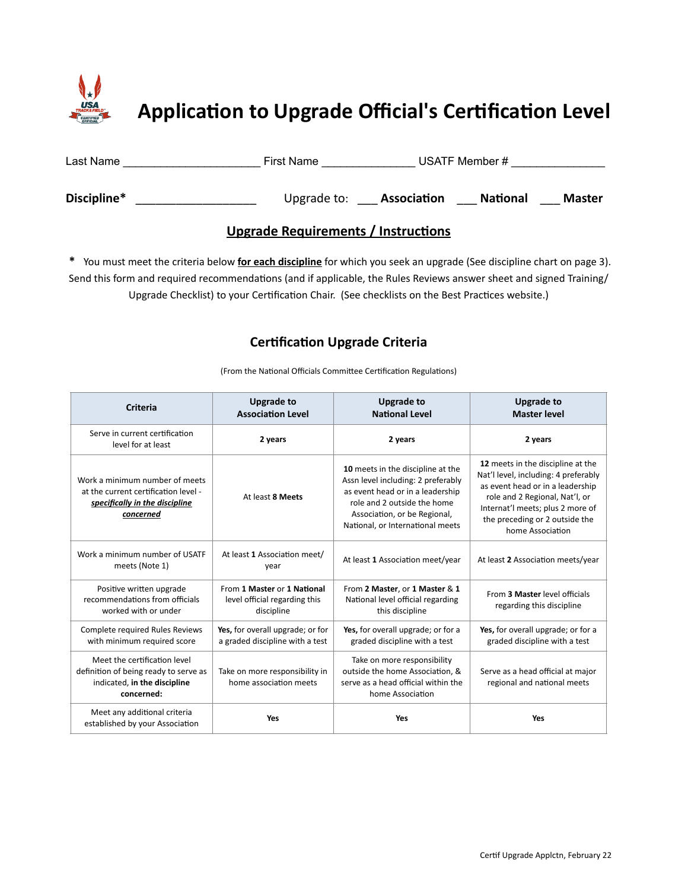# Application to Upgrade Official's Certification Level

Last Name ____________________ First Name ______________ USATF Member # ______________

**Discipline*** __________________ Upgrade to: ___ **Association** ___ **National** ___ **Master**

## Upgrade Requirements / Instructions

**\*** You must meet the criteria below **for each discipline** for which you seek an upgrade (See discipline chart on page 3). Send this form and required recommendations (and if applicable, the Rules Reviews answer sheet and signed Training/ Upgrade Checklist) to your Certification Chair. (See checklists on the Best Practices website.)

### Certification Upgrade Criteria

(From the National Officials Committee Certification Regulations)

| Criteria | Upgrade to Association Level | Upgrade to National Level | Upgrade to Master level |
|---|---|---|---|
| Serve in current certification level for at least | **2 years** | **2 years** | **2 years** |
| Work a minimum number of meets at the current certification level - ***specifically in the discipline concerned*** | At least **8 Meets** | **10** meets in the discipline at the Assn level including: 2 preferably as event head or in a leadership role and 2 outside the home Association, or be Regional, National, or International meets | **12** meets in the discipline at the Nat'l level, including: 4 preferably as event head or in a leadership role and 2 Regional, Nat'l, or Internat'l meets; plus 2 more of the preceding or 2 outside the home Association |
| Work a minimum number of USATF meets (Note 1) | At least **1** Association meet/ year | At least **1** Association meet/year | At least **2** Association meets/year |
| Positive written upgrade recommendations from officials worked with or under | From **1 Master** or **1 National** level official regarding this discipline | From **2 Master**, or **1 Master** & **1** National level official regarding this discipline | From **3 Master** level officials regarding this discipline |
| Complete required Rules Reviews with minimum required score | **Yes,** for overall upgrade; or for a graded discipline with a test | **Yes,** for overall upgrade; or for a graded discipline with a test | **Yes,** for overall upgrade; or for a graded discipline with a test |
| Meet the certification level definition of being ready to serve as indicated, **in the discipline concerned:** | Take on more responsibility in home association meets | Take on more responsibility outside the home Association, & serve as a head official within the home Association | Serve as a head official at major regional and national meets |
| Meet any additional criteria established by your Association | **Yes** | **Yes** | **Yes** |

Certif Upgrade Applctn, February 22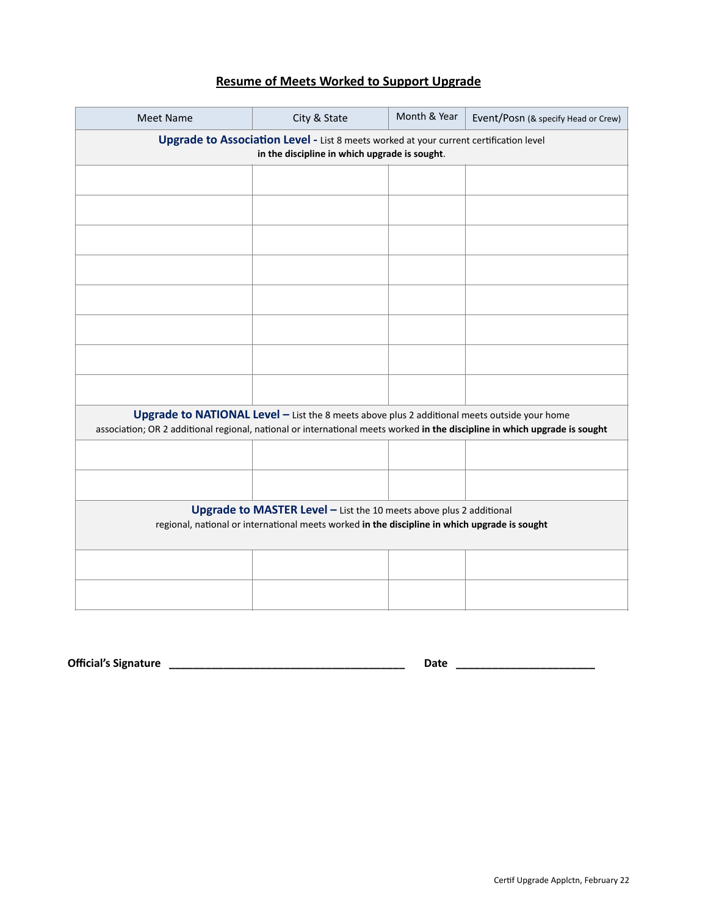## Resume of Meets Worked to Support Upgrade

| Meet Name | City & State | Month & Year | Event/Posn (& specify Head or Crew) |
|---|---|---|---|
| **Upgrade to Association Level -** List 8 meets worked at your current certification level **in the discipline in which upgrade is sought**. | | | |
| | | | |
| | | | |
| | | | |
| | | | |
| | | | |
| | | | |
| | | | |
| | | | |
| **Upgrade to NATIONAL Level –** List the 8 meets above plus 2 additional meets outside your home association; OR 2 additional regional, national or international meets worked **in the discipline in which upgrade is sought** | | | |
| | | | |
| | | | |
| **Upgrade to MASTER Level –** List the 10 meets above plus 2 additional regional, national or international meets worked **in the discipline in which upgrade is sought** | | | |
| | | | |
| | | | |

**Official's Signature** ________________________________________ **Date** _______________________

Certif Upgrade Applctn, February 22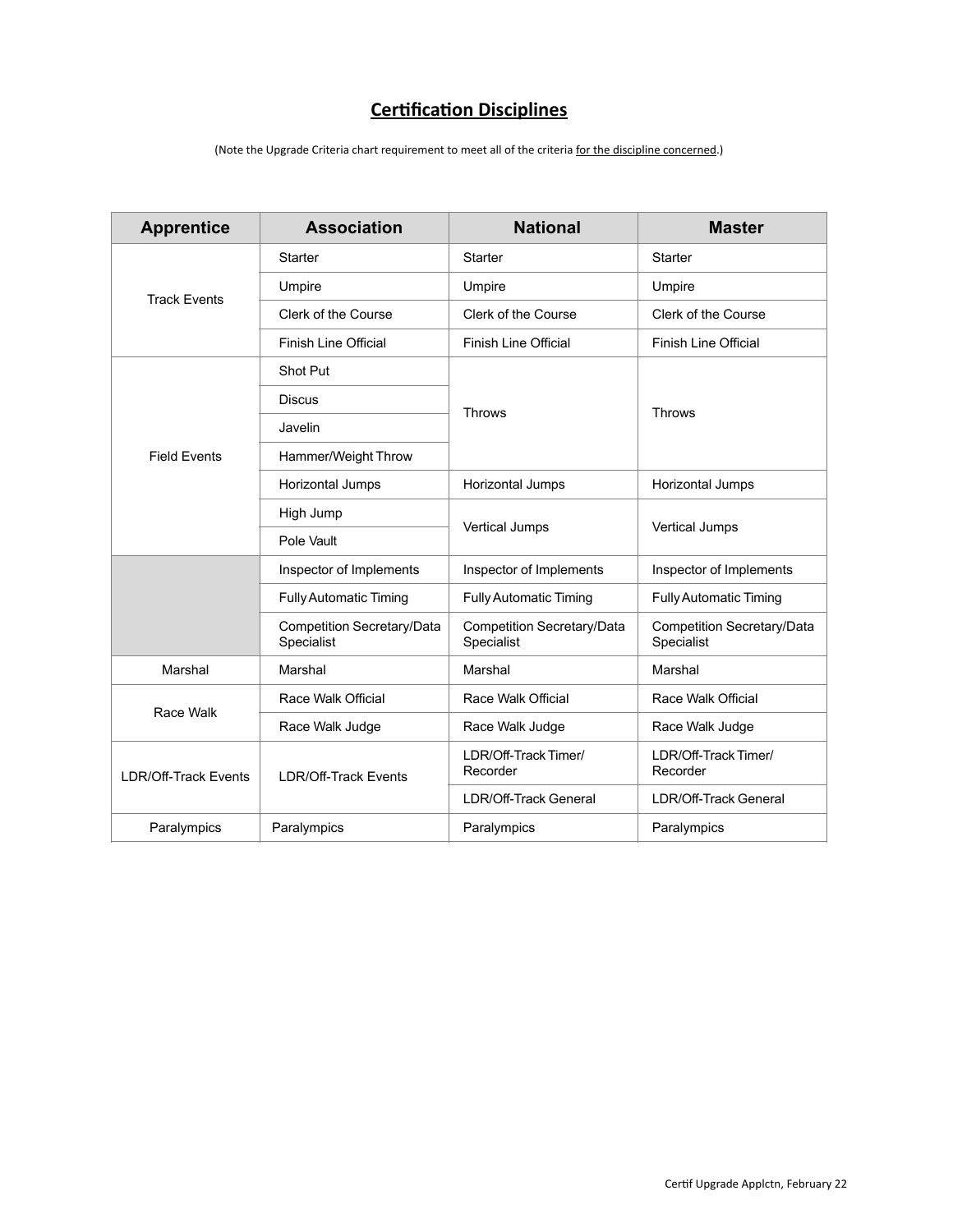## Certification Disciplines

(Note the Upgrade Criteria chart requirement to meet all of the criteria for the discipline concerned.)

| Apprentice | Association | National | Master |
|---|---|---|---|
| Track Events | Starter | Starter | Starter |
| | Umpire | Umpire | Umpire |
| | Clerk of the Course | Clerk of the Course | Clerk of the Course |
| | Finish Line Official | Finish Line Official | Finish Line Official |
| Field Events | Shot Put | Throws | Throws |
| | Discus | | |
| | Javelin | | |
| | Hammer/Weight Throw | | |
| | Horizontal Jumps | Horizontal Jumps | Horizontal Jumps |
| | High Jump | Vertical Jumps | Vertical Jumps |
| | Pole Vault | | |
| | Inspector of Implements | Inspector of Implements | Inspector of Implements |
| | Fully Automatic Timing | Fully Automatic Timing | Fully Automatic Timing |
| | Competition Secretary/Data Specialist | Competition Secretary/Data Specialist | Competition Secretary/Data Specialist |
| Marshal | Marshal | Marshal | Marshal |
| Race Walk | Race Walk Official | Race Walk Official | Race Walk Official |
| | Race Walk Judge | Race Walk Judge | Race Walk Judge |
| LDR/Off-Track Events | LDR/Off-Track Events | LDR/Off-Track Timer/ Recorder | LDR/Off-Track Timer/ Recorder |
| | | LDR/Off-Track General | LDR/Off-Track General |
| Paralympics | Paralympics | Paralympics | Paralympics |